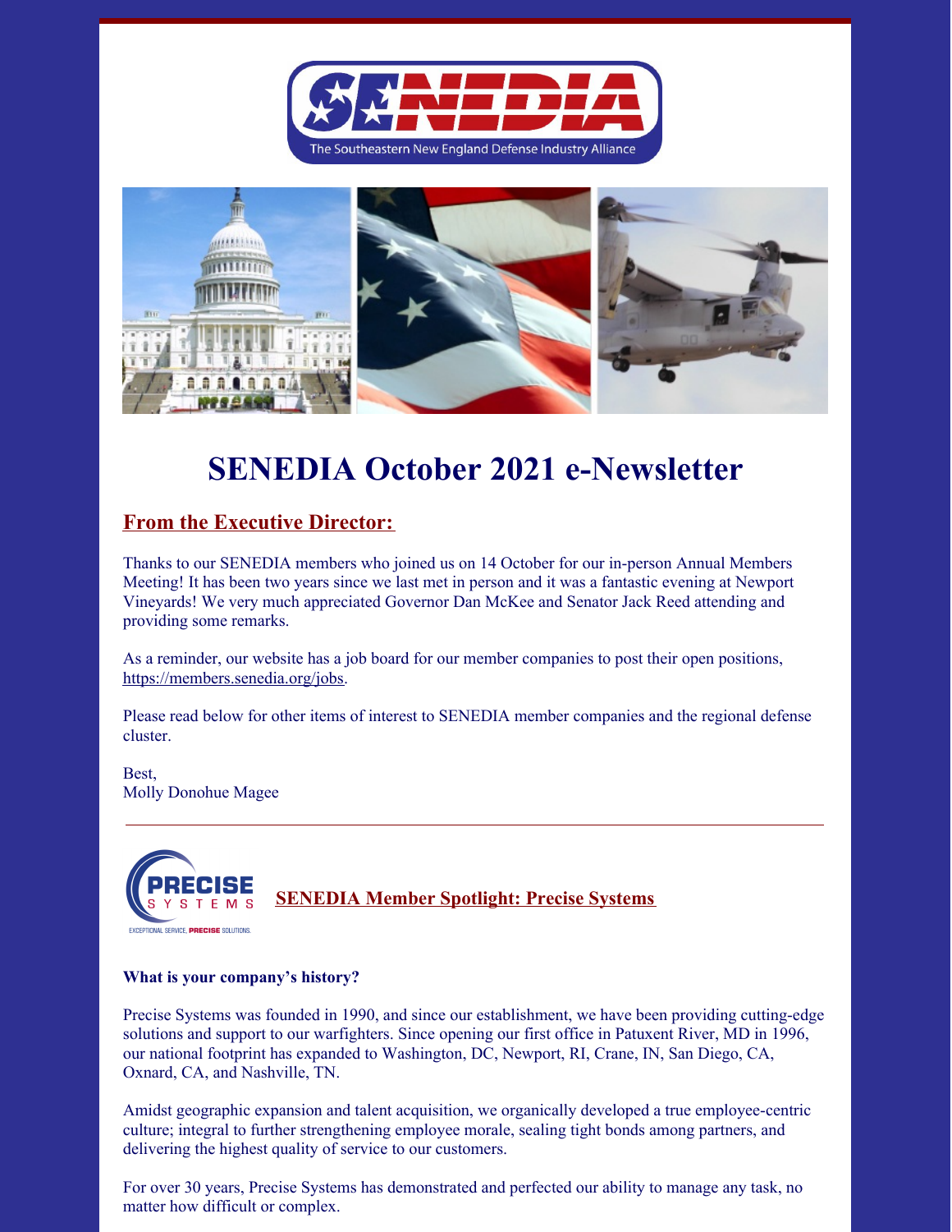# SENEDIA October 2021 e-Newsletter

## From the Executive Director:

Thanks to our SENEDIA members who joined us on 14 October for our in-person Annual Members Meeting! It has been two years since we last met in person and it was a fantastic evening at Newport Vineyards! We very much appreciated Governor Dan McKee and Senator Jack Reed attending and providing some remarks.

As a reminder, our website has a job board for our member companies to post their open positions, https://members.senedia.org/jobs.

Please read below for other items of interest to SENEDIA member companies and the regional defense cluster.

Best,
Molly Donohue Magee

---

## SENEDIA Member Spotlight: Precise Systems

**What is your company's history?**

Precise Systems was founded in 1990, and since our establishment, we have been providing cutting-edge solutions and support to our warfighters. Since opening our first office in Patuxent River, MD in 1996, our national footprint has expanded to Washington, DC, Newport, RI, Crane, IN, San Diego, CA, Oxnard, CA, and Nashville, TN.

Amidst geographic expansion and talent acquisition, we organically developed a true employee-centric culture; integral to further strengthening employee morale, sealing tight bonds among partners, and delivering the highest quality of service to our customers.

For over 30 years, Precise Systems has demonstrated and perfected our ability to manage any task, no matter how difficult or complex.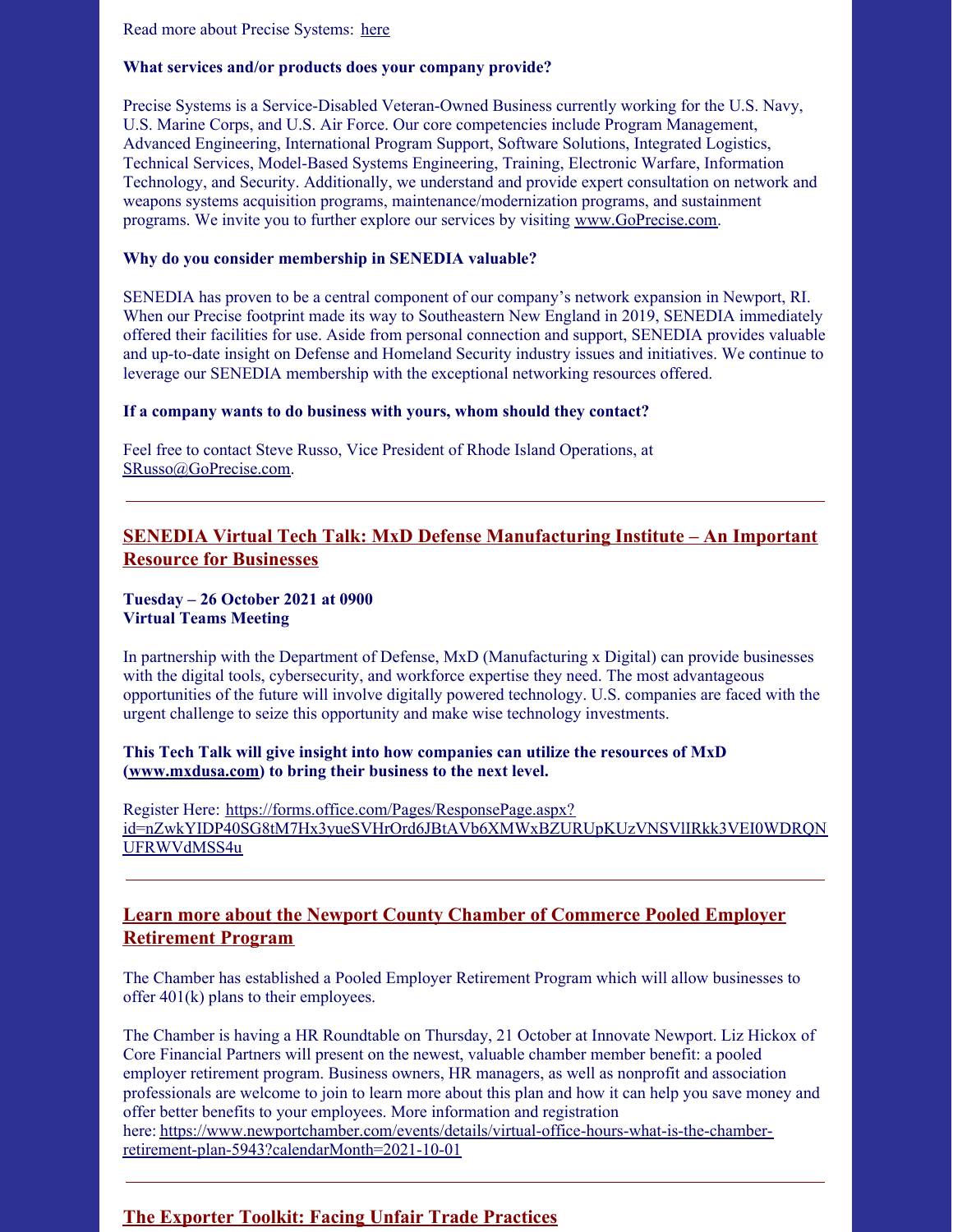Read more about Precise Systems: here

**What services and/or products does your company provide?**

Precise Systems is a Service-Disabled Veteran-Owned Business currently working for the U.S. Navy, U.S. Marine Corps, and U.S. Air Force. Our core competencies include Program Management, Advanced Engineering, International Program Support, Software Solutions, Integrated Logistics, Technical Services, Model-Based Systems Engineering, Training, Electronic Warfare, Information Technology, and Security. Additionally, we understand and provide expert consultation on network and weapons systems acquisition programs, maintenance/modernization programs, and sustainment programs. We invite you to further explore our services by visiting www.GoPrecise.com.

**Why do you consider membership in SENEDIA valuable?**

SENEDIA has proven to be a central component of our company's network expansion in Newport, RI. When our Precise footprint made its way to Southeastern New England in 2019, SENEDIA immediately offered their facilities for use. Aside from personal connection and support, SENEDIA provides valuable and up-to-date insight on Defense and Homeland Security industry issues and initiatives. We continue to leverage our SENEDIA membership with the exceptional networking resources offered.

**If a company wants to do business with yours, whom should they contact?**

Feel free to contact Steve Russo, Vice President of Rhode Island Operations, at SRusso@GoPrecise.com.

---

## SENEDIA Virtual Tech Talk: MxD Defense Manufacturing Institute – An Important Resource for Businesses

**Tuesday – 26 October 2021 at 0900**
**Virtual Teams Meeting**

In partnership with the Department of Defense, MxD (Manufacturing x Digital) can provide businesses with the digital tools, cybersecurity, and workforce expertise they need. The most advantageous opportunities of the future will involve digitally powered technology. U.S. companies are faced with the urgent challenge to seize this opportunity and make wise technology investments.

**This Tech Talk will give insight into how companies can utilize the resources of MxD (www.mxdusa.com) to bring their business to the next level.**

Register Here: https://forms.office.com/Pages/ResponsePage.aspx?id=nZwkYIDP40SG8tM7Hx3yueSVHrOrd6JBtAVb6XMWxBZURUpKUzVNSVlIRkk3VEI0WDRQNUFRWVdMSS4u

---

## Learn more about the Newport County Chamber of Commerce Pooled Employer Retirement Program

The Chamber has established a Pooled Employer Retirement Program which will allow businesses to offer 401(k) plans to their employees.

The Chamber is having a HR Roundtable on Thursday, 21 October at Innovate Newport. Liz Hickox of Core Financial Partners will present on the newest, valuable chamber member benefit: a pooled employer retirement program. Business owners, HR managers, as well as nonprofit and association professionals are welcome to join to learn more about this plan and how it can help you save money and offer better benefits to your employees. More information and registration here: https://www.newportchamber.com/events/details/virtual-office-hours-what-is-the-chamber-retirement-plan-5943?calendarMonth=2021-10-01

---

## The Exporter Toolkit: Facing Unfair Trade Practices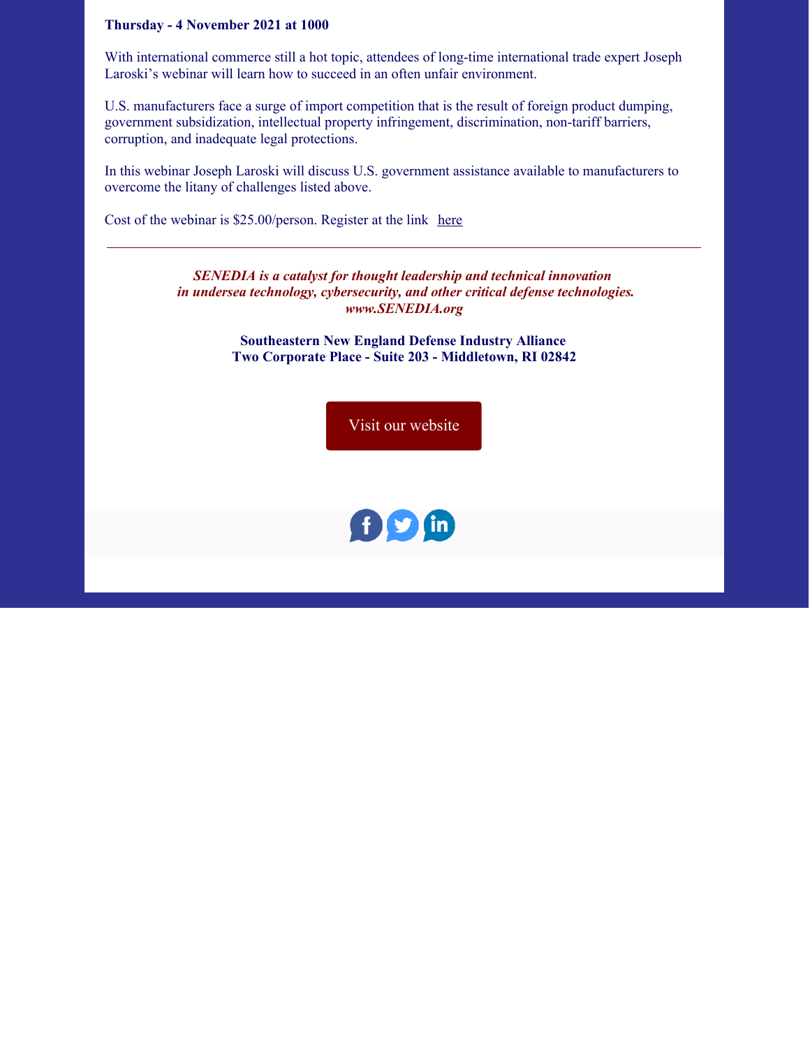**Thursday - 4 November 2021 at 1000**

With international commerce still a hot topic, attendees of long-time international trade expert Joseph Laroski's webinar will learn how to succeed in an often unfair environment.

U.S. manufacturers face a surge of import competition that is the result of foreign product dumping, government subsidization, intellectual property infringement, discrimination, non-tariff barriers, corruption, and inadequate legal protections.

In this webinar Joseph Laroski will discuss U.S. government assistance available to manufacturers to overcome the litany of challenges listed above.

Cost of the webinar is $25.00/person. Register at the link here

---

***SENEDIA is a catalyst for thought leadership and technical innovation in undersea technology, cybersecurity, and other critical defense technologies. www.SENEDIA.org***

**Southeastern New England Defense Industry Alliance**
**Two Corporate Place - Suite 203 - Middletown, RI 02842**

Visit our website